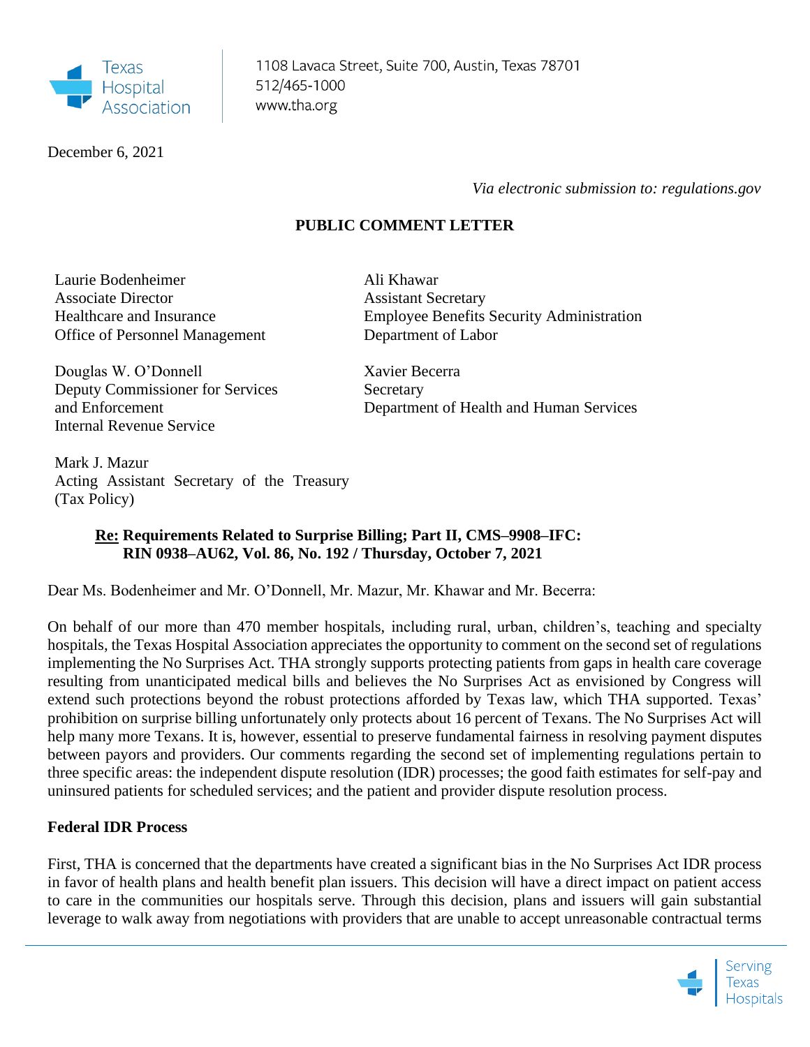Texas Hospital Association

1108 Lavaca Street, Suite 700, Austin, Texas 78701
512/465-1000
www.tha.org

December 6, 2021

*Via electronic submission to: regulations.gov*

**PUBLIC COMMENT LETTER**

Laurie Bodenheimer
Associate Director
Healthcare and Insurance
Office of Personnel Management

Ali Khawar
Assistant Secretary
Employee Benefits Security Administration
Department of Labor

Douglas W. O'Donnell
Deputy Commissioner for Services and Enforcement
Internal Revenue Service

Xavier Becerra
Secretary
Department of Health and Human Services

Mark J. Mazur
Acting Assistant Secretary of the Treasury (Tax Policy)

**Re: Requirements Related to Surprise Billing; Part II, CMS–9908–IFC: RIN 0938–AU62, Vol. 86, No. 192 / Thursday, October 7, 2021**

Dear Ms. Bodenheimer and Mr. O'Donnell, Mr. Mazur, Mr. Khawar and Mr. Becerra:

On behalf of our more than 470 member hospitals, including rural, urban, children's, teaching and specialty hospitals, the Texas Hospital Association appreciates the opportunity to comment on the second set of regulations implementing the No Surprises Act. THA strongly supports protecting patients from gaps in health care coverage resulting from unanticipated medical bills and believes the No Surprises Act as envisioned by Congress will extend such protections beyond the robust protections afforded by Texas law, which THA supported. Texas' prohibition on surprise billing unfortunately only protects about 16 percent of Texans. The No Surprises Act will help many more Texans. It is, however, essential to preserve fundamental fairness in resolving payment disputes between payors and providers. Our comments regarding the second set of implementing regulations pertain to three specific areas: the independent dispute resolution (IDR) processes; the good faith estimates for self-pay and uninsured patients for scheduled services; and the patient and provider dispute resolution process.

**Federal IDR Process**

First, THA is concerned that the departments have created a significant bias in the No Surprises Act IDR process in favor of health plans and health benefit plan issuers. This decision will have a direct impact on patient access to care in the communities our hospitals serve. Through this decision, plans and issuers will gain substantial leverage to walk away from negotiations with providers that are unable to accept unreasonable contractual terms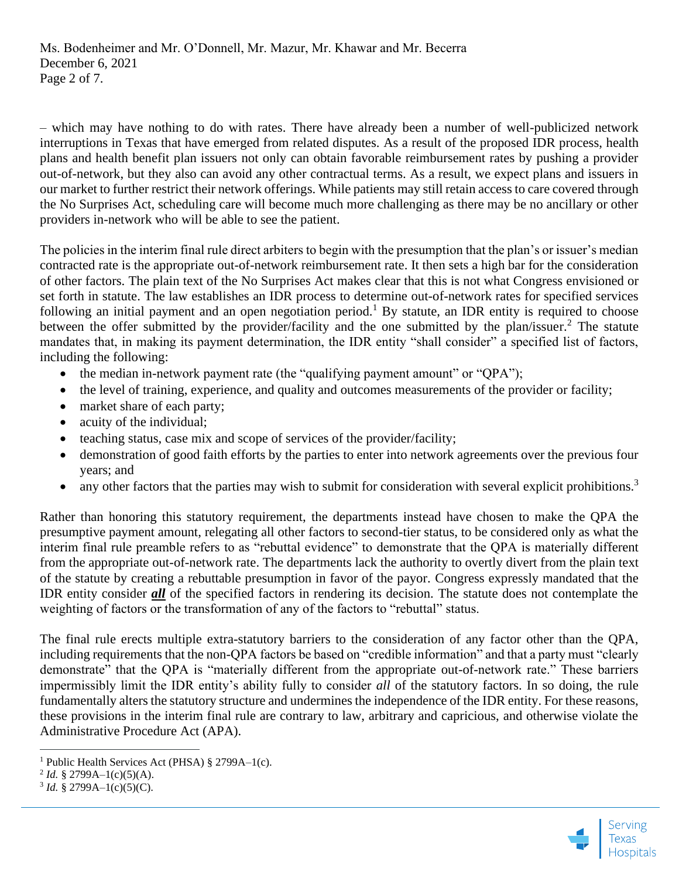– which may have nothing to do with rates. There have already been a number of well-publicized network interruptions in Texas that have emerged from related disputes. As a result of the proposed IDR process, health plans and health benefit plan issuers not only can obtain favorable reimbursement rates by pushing a provider out-of-network, but they also can avoid any other contractual terms. As a result, we expect plans and issuers in our market to further restrict their network offerings. While patients may still retain access to care covered through the No Surprises Act, scheduling care will become much more challenging as there may be no ancillary or other providers in-network who will be able to see the patient.

The policies in the interim final rule direct arbiters to begin with the presumption that the plan's or issuer's median contracted rate is the appropriate out-of-network reimbursement rate. It then sets a high bar for the consideration of other factors. The plain text of the No Surprises Act makes clear that this is not what Congress envisioned or set forth in statute. The law establishes an IDR process to determine out-of-network rates for specified services following an initial payment and an open negotiation period.[1] By statute, an IDR entity is required to choose between the offer submitted by the provider/facility and the one submitted by the plan/issuer.[2] The statute mandates that, in making its payment determination, the IDR entity "shall consider" a specified list of factors, including the following:

- the median in-network payment rate (the "qualifying payment amount" or "QPA");
- the level of training, experience, and quality and outcomes measurements of the provider or facility;
- market share of each party;
- acuity of the individual;
- teaching status, case mix and scope of services of the provider/facility;
- demonstration of good faith efforts by the parties to enter into network agreements over the previous four years; and
- any other factors that the parties may wish to submit for consideration with several explicit prohibitions.[3]

Rather than honoring this statutory requirement, the departments instead have chosen to make the QPA the presumptive payment amount, relegating all other factors to second-tier status, to be considered only as what the interim final rule preamble refers to as "rebuttal evidence" to demonstrate that the QPA is materially different from the appropriate out-of-network rate. The departments lack the authority to overtly divert from the plain text of the statute by creating a rebuttable presumption in favor of the payor. Congress expressly mandated that the IDR entity consider ***all*** of the specified factors in rendering its decision. The statute does not contemplate the weighting of factors or the transformation of any of the factors to "rebuttal" status.

The final rule erects multiple extra-statutory barriers to the consideration of any factor other than the QPA, including requirements that the non-QPA factors be based on "credible information" and that a party must "clearly demonstrate" that the QPA is "materially different from the appropriate out-of-network rate." These barriers impermissibly limit the IDR entity's ability fully to consider *all* of the statutory factors. In so doing, the rule fundamentally alters the statutory structure and undermines the independence of the IDR entity. For these reasons, these provisions in the interim final rule are contrary to law, arbitrary and capricious, and otherwise violate the Administrative Procedure Act (APA).

---

[1] Public Health Services Act (PHSA) § 2799A–1(c).

[2] *Id.* § 2799A–1(c)(5)(A).

[3] *Id.* § 2799A–1(c)(5)(C).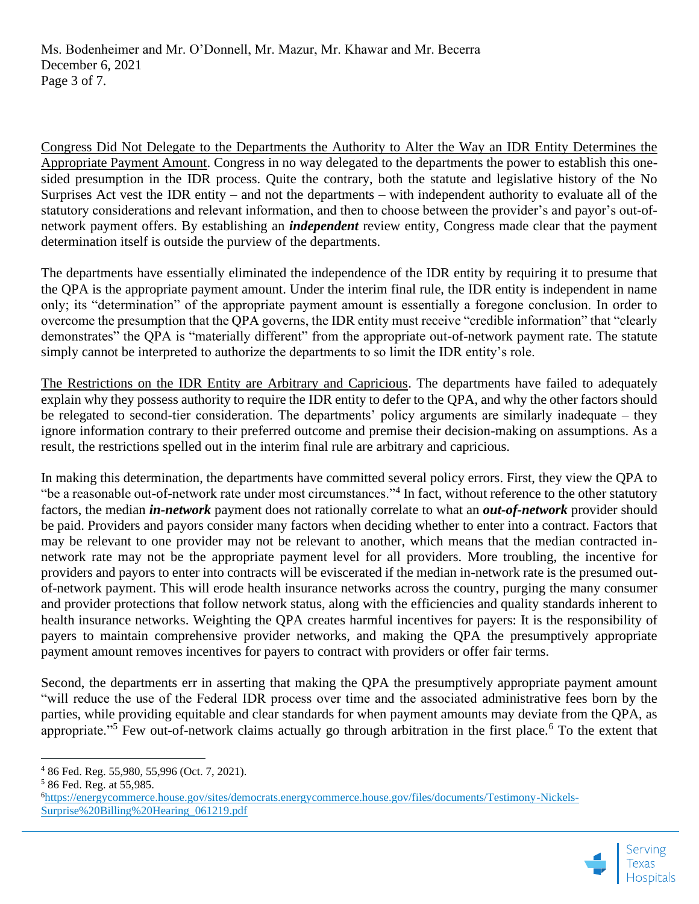Congress Did Not Delegate to the Departments the Authority to Alter the Way an IDR Entity Determines the Appropriate Payment Amount. Congress in no way delegated to the departments the power to establish this one-sided presumption in the IDR process. Quite the contrary, both the statute and legislative history of the No Surprises Act vest the IDR entity – and not the departments – with independent authority to evaluate all of the statutory considerations and relevant information, and then to choose between the provider's and payor's out-of-network payment offers. By establishing an ***independent*** review entity, Congress made clear that the payment determination itself is outside the purview of the departments.

The departments have essentially eliminated the independence of the IDR entity by requiring it to presume that the QPA is the appropriate payment amount. Under the interim final rule, the IDR entity is independent in name only; its "determination" of the appropriate payment amount is essentially a foregone conclusion. In order to overcome the presumption that the QPA governs, the IDR entity must receive "credible information" that "clearly demonstrates" the QPA is "materially different" from the appropriate out-of-network payment rate. The statute simply cannot be interpreted to authorize the departments to so limit the IDR entity's role.

The Restrictions on the IDR Entity are Arbitrary and Capricious. The departments have failed to adequately explain why they possess authority to require the IDR entity to defer to the QPA, and why the other factors should be relegated to second-tier consideration. The departments' policy arguments are similarly inadequate – they ignore information contrary to their preferred outcome and premise their decision-making on assumptions. As a result, the restrictions spelled out in the interim final rule are arbitrary and capricious.

In making this determination, the departments have committed several policy errors. First, they view the QPA to "be a reasonable out-of-network rate under most circumstances."[4] In fact, without reference to the other statutory factors, the median ***in-network*** payment does not rationally correlate to what an ***out-of-network*** provider should be paid. Providers and payors consider many factors when deciding whether to enter into a contract. Factors that may be relevant to one provider may not be relevant to another, which means that the median contracted in-network rate may not be the appropriate payment level for all providers. More troubling, the incentive for providers and payors to enter into contracts will be eviscerated if the median in-network rate is the presumed out-of-network payment. This will erode health insurance networks across the country, purging the many consumer and provider protections that follow network status, along with the efficiencies and quality standards inherent to health insurance networks. Weighting the QPA creates harmful incentives for payers: It is the responsibility of payers to maintain comprehensive provider networks, and making the QPA the presumptively appropriate payment amount removes incentives for payers to contract with providers or offer fair terms.

Second, the departments err in asserting that making the QPA the presumptively appropriate payment amount "will reduce the use of the Federal IDR process over time and the associated administrative fees born by the parties, while providing equitable and clear standards for when payment amounts may deviate from the QPA, as appropriate."[5] Few out-of-network claims actually go through arbitration in the first place.[6] To the extent that

---

[4] 86 Fed. Reg. 55,980, 55,996 (Oct. 7, 2021).

[5] 86 Fed. Reg. at 55,985.

[6] https://energycommerce.house.gov/sites/democrats.energycommerce.house.gov/files/documents/Testimony-Nickels-Surprise%20Billing%20Hearing_061219.pdf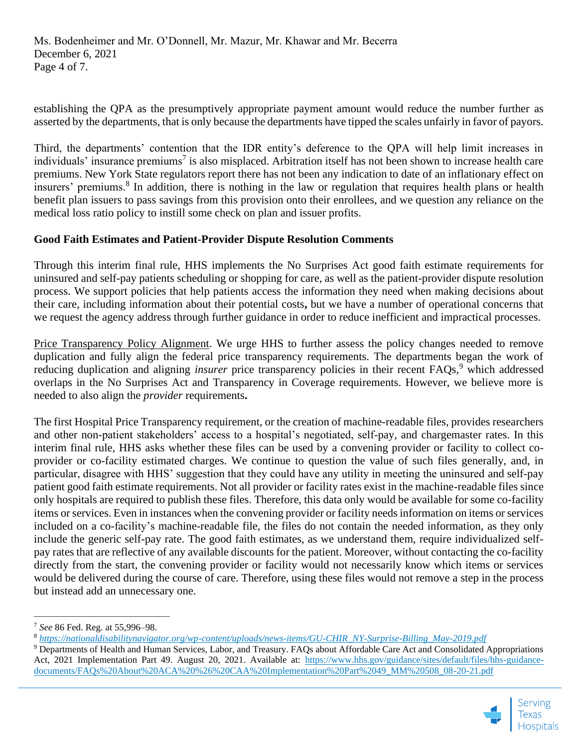establishing the QPA as the presumptively appropriate payment amount would reduce the number further as asserted by the departments, that is only because the departments have tipped the scales unfairly in favor of payors.

Third, the departments' contention that the IDR entity's deference to the QPA will help limit increases in individuals' insurance premiums[7] is also misplaced. Arbitration itself has not been shown to increase health care premiums. New York State regulators report there has not been any indication to date of an inflationary effect on insurers' premiums.[8] In addition, there is nothing in the law or regulation that requires health plans or health benefit plan issuers to pass savings from this provision onto their enrollees, and we question any reliance on the medical loss ratio policy to instill some check on plan and issuer profits.

**Good Faith Estimates and Patient-Provider Dispute Resolution Comments**

Through this interim final rule, HHS implements the No Surprises Act good faith estimate requirements for uninsured and self-pay patients scheduling or shopping for care, as well as the patient-provider dispute resolution process. We support policies that help patients access the information they need when making decisions about their care, including information about their potential costs**,** but we have a number of operational concerns that we request the agency address through further guidance in order to reduce inefficient and impractical processes.

<u>Price Transparency Policy Alignment</u>. We urge HHS to further assess the policy changes needed to remove duplication and fully align the federal price transparency requirements. The departments began the work of reducing duplication and aligning *insurer* price transparency policies in their recent FAQs,[9] which addressed overlaps in the No Surprises Act and Transparency in Coverage requirements. However, we believe more is needed to also align the *provider* requirements**.**

The first Hospital Price Transparency requirement, or the creation of machine-readable files, provides researchers and other non-patient stakeholders' access to a hospital's negotiated, self-pay, and chargemaster rates. In this interim final rule, HHS asks whether these files can be used by a convening provider or facility to collect co-provider or co-facility estimated charges. We continue to question the value of such files generally, and, in particular, disagree with HHS' suggestion that they could have any utility in meeting the uninsured and self-pay patient good faith estimate requirements. Not all provider or facility rates exist in the machine-readable files since only hospitals are required to publish these files. Therefore, this data only would be available for some co-facility items or services. Even in instances when the convening provider or facility needs information on items or services included on a co-facility's machine-readable file, the files do not contain the needed information, as they only include the generic self-pay rate. The good faith estimates, as we understand them, require individualized self-pay rates that are reflective of any available discounts for the patient. Moreover, without contacting the co-facility directly from the start, the convening provider or facility would not necessarily know which items or services would be delivered during the course of care. Therefore, using these files would not remove a step in the process but instead add an unnecessary one.

---

[7] *See* 86 Fed. Reg. at 55,996–98.

[8] *https://nationaldisabilitynavigator.org/wp-content/uploads/news-items/GU-CHIR_NY-Surprise-Billing_May-2019.pdf*

[9] Departments of Health and Human Services, Labor, and Treasury. FAQs about Affordable Care Act and Consolidated Appropriations Act, 2021 Implementation Part 49. August 20, 2021. Available at: https://www.hhs.gov/guidance/sites/default/files/hhs-guidance-documents/FAQs%20About%20ACA%20%26%20CAA%20Implementation%20Part%2049_MM%20508_08-20-21.pdf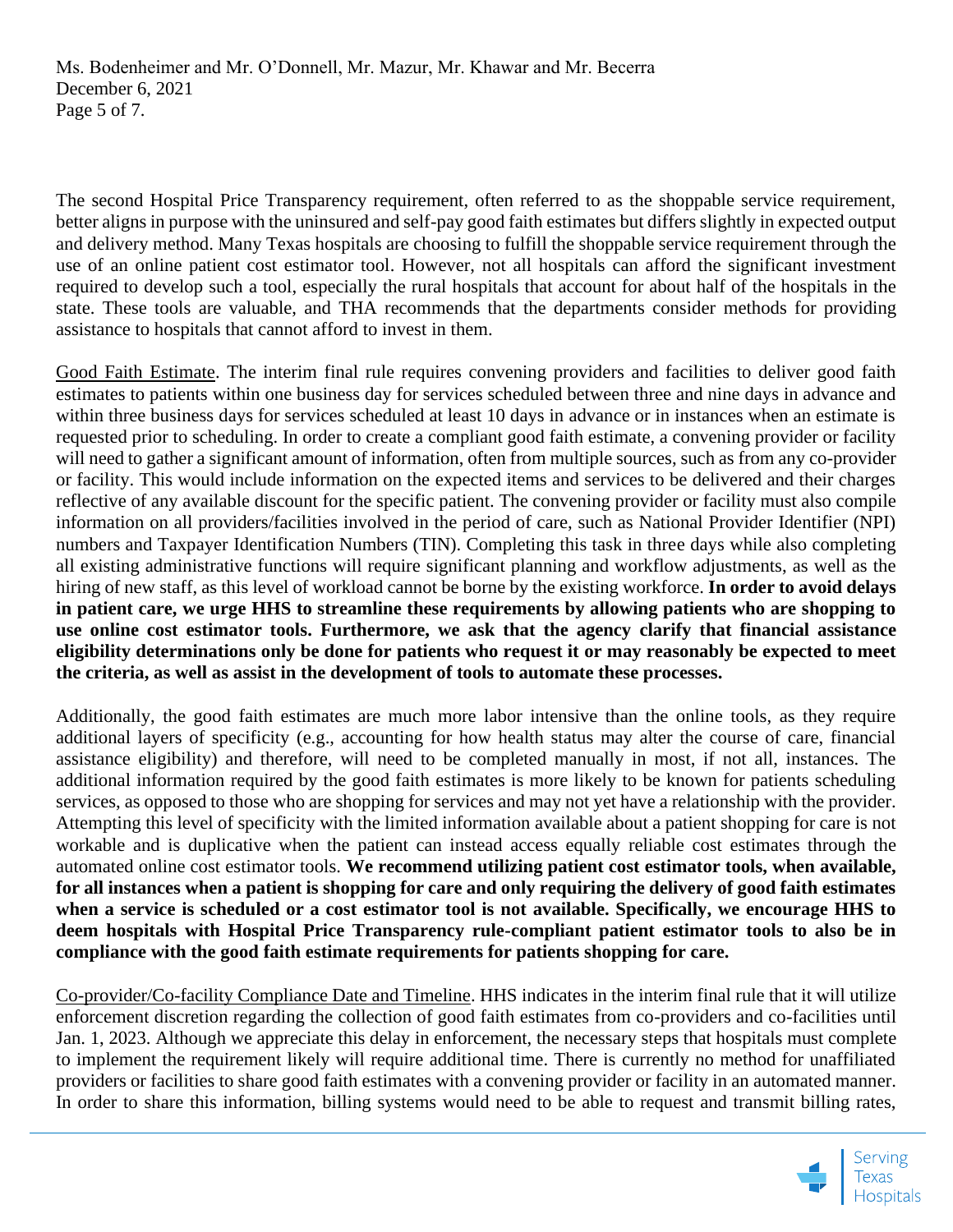The second Hospital Price Transparency requirement, often referred to as the shoppable service requirement, better aligns in purpose with the uninsured and self-pay good faith estimates but differs slightly in expected output and delivery method. Many Texas hospitals are choosing to fulfill the shoppable service requirement through the use of an online patient cost estimator tool. However, not all hospitals can afford the significant investment required to develop such a tool, especially the rural hospitals that account for about half of the hospitals in the state. These tools are valuable, and THA recommends that the departments consider methods for providing assistance to hospitals that cannot afford to invest in them.

Good Faith Estimate. The interim final rule requires convening providers and facilities to deliver good faith estimates to patients within one business day for services scheduled between three and nine days in advance and within three business days for services scheduled at least 10 days in advance or in instances when an estimate is requested prior to scheduling. In order to create a compliant good faith estimate, a convening provider or facility will need to gather a significant amount of information, often from multiple sources, such as from any co-provider or facility. This would include information on the expected items and services to be delivered and their charges reflective of any available discount for the specific patient. The convening provider or facility must also compile information on all providers/facilities involved in the period of care, such as National Provider Identifier (NPI) numbers and Taxpayer Identification Numbers (TIN). Completing this task in three days while also completing all existing administrative functions will require significant planning and workflow adjustments, as well as the hiring of new staff, as this level of workload cannot be borne by the existing workforce. **In order to avoid delays in patient care, we urge HHS to streamline these requirements by allowing patients who are shopping to use online cost estimator tools. Furthermore, we ask that the agency clarify that financial assistance eligibility determinations only be done for patients who request it or may reasonably be expected to meet the criteria, as well as assist in the development of tools to automate these processes.**

Additionally, the good faith estimates are much more labor intensive than the online tools, as they require additional layers of specificity (e.g., accounting for how health status may alter the course of care, financial assistance eligibility) and therefore, will need to be completed manually in most, if not all, instances. The additional information required by the good faith estimates is more likely to be known for patients scheduling services, as opposed to those who are shopping for services and may not yet have a relationship with the provider. Attempting this level of specificity with the limited information available about a patient shopping for care is not workable and is duplicative when the patient can instead access equally reliable cost estimates through the automated online cost estimator tools. **We recommend utilizing patient cost estimator tools, when available, for all instances when a patient is shopping for care and only requiring the delivery of good faith estimates when a service is scheduled or a cost estimator tool is not available. Specifically, we encourage HHS to deem hospitals with Hospital Price Transparency rule-compliant patient estimator tools to also be in compliance with the good faith estimate requirements for patients shopping for care.**

Co-provider/Co-facility Compliance Date and Timeline. HHS indicates in the interim final rule that it will utilize enforcement discretion regarding the collection of good faith estimates from co-providers and co-facilities until Jan. 1, 2023. Although we appreciate this delay in enforcement, the necessary steps that hospitals must complete to implement the requirement likely will require additional time. There is currently no method for unaffiliated providers or facilities to share good faith estimates with a convening provider or facility in an automated manner. In order to share this information, billing systems would need to be able to request and transmit billing rates,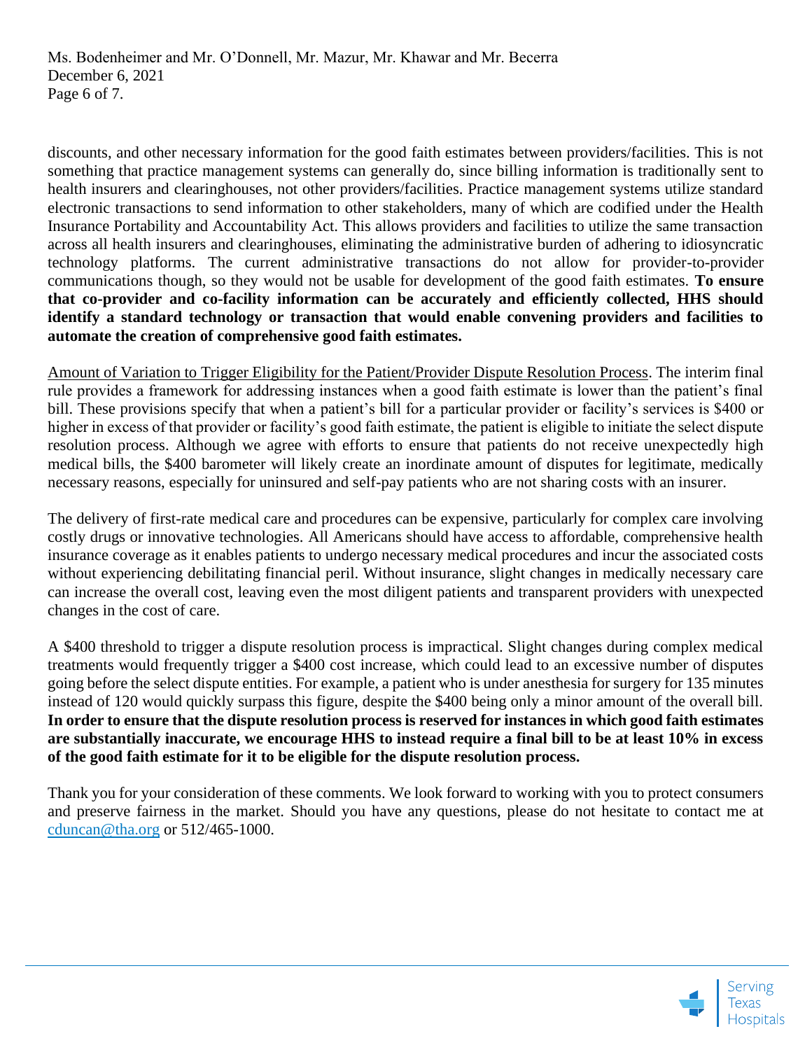discounts, and other necessary information for the good faith estimates between providers/facilities. This is not something that practice management systems can generally do, since billing information is traditionally sent to health insurers and clearinghouses, not other providers/facilities. Practice management systems utilize standard electronic transactions to send information to other stakeholders, many of which are codified under the Health Insurance Portability and Accountability Act. This allows providers and facilities to utilize the same transaction across all health insurers and clearinghouses, eliminating the administrative burden of adhering to idiosyncratic technology platforms. The current administrative transactions do not allow for provider-to-provider communications though, so they would not be usable for development of the good faith estimates. **To ensure that co-provider and co-facility information can be accurately and efficiently collected, HHS should identify a standard technology or transaction that would enable convening providers and facilities to automate the creation of comprehensive good faith estimates.**

Amount of Variation to Trigger Eligibility for the Patient/Provider Dispute Resolution Process. The interim final rule provides a framework for addressing instances when a good faith estimate is lower than the patient's final bill. These provisions specify that when a patient's bill for a particular provider or facility's services is $400 or higher in excess of that provider or facility's good faith estimate, the patient is eligible to initiate the select dispute resolution process. Although we agree with efforts to ensure that patients do not receive unexpectedly high medical bills, the $400 barometer will likely create an inordinate amount of disputes for legitimate, medically necessary reasons, especially for uninsured and self-pay patients who are not sharing costs with an insurer.

The delivery of first-rate medical care and procedures can be expensive, particularly for complex care involving costly drugs or innovative technologies. All Americans should have access to affordable, comprehensive health insurance coverage as it enables patients to undergo necessary medical procedures and incur the associated costs without experiencing debilitating financial peril. Without insurance, slight changes in medically necessary care can increase the overall cost, leaving even the most diligent patients and transparent providers with unexpected changes in the cost of care.

A $400 threshold to trigger a dispute resolution process is impractical. Slight changes during complex medical treatments would frequently trigger a $400 cost increase, which could lead to an excessive number of disputes going before the select dispute entities. For example, a patient who is under anesthesia for surgery for 135 minutes instead of 120 would quickly surpass this figure, despite the $400 being only a minor amount of the overall bill. **In order to ensure that the dispute resolution process is reserved for instances in which good faith estimates are substantially inaccurate, we encourage HHS to instead require a final bill to be at least 10% in excess of the good faith estimate for it to be eligible for the dispute resolution process.**

Thank you for your consideration of these comments. We look forward to working with you to protect consumers and preserve fairness in the market. Should you have any questions, please do not hesitate to contact me at cduncan@tha.org or 512/465-1000.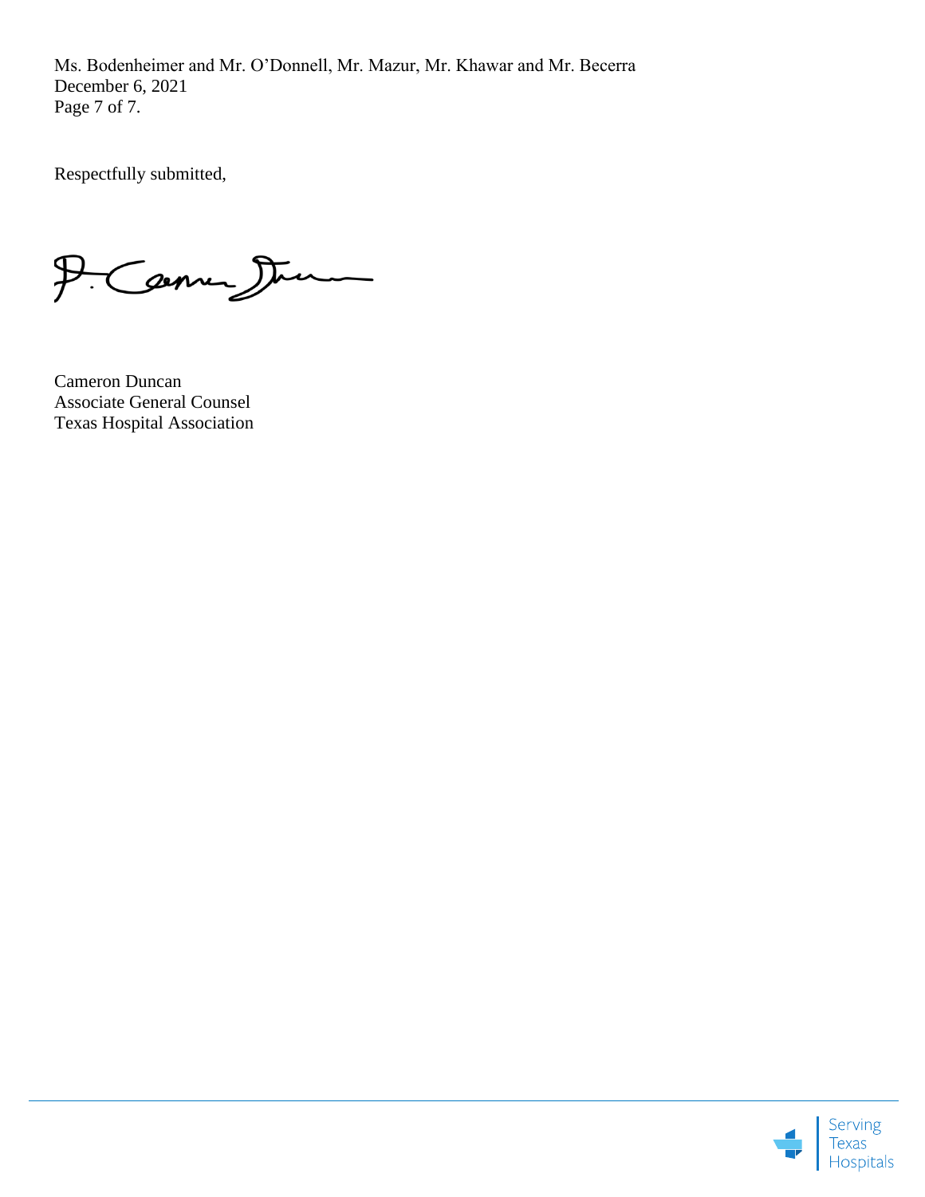Respectfully submitted,

Cameron Duncan
Associate General Counsel
Texas Hospital Association